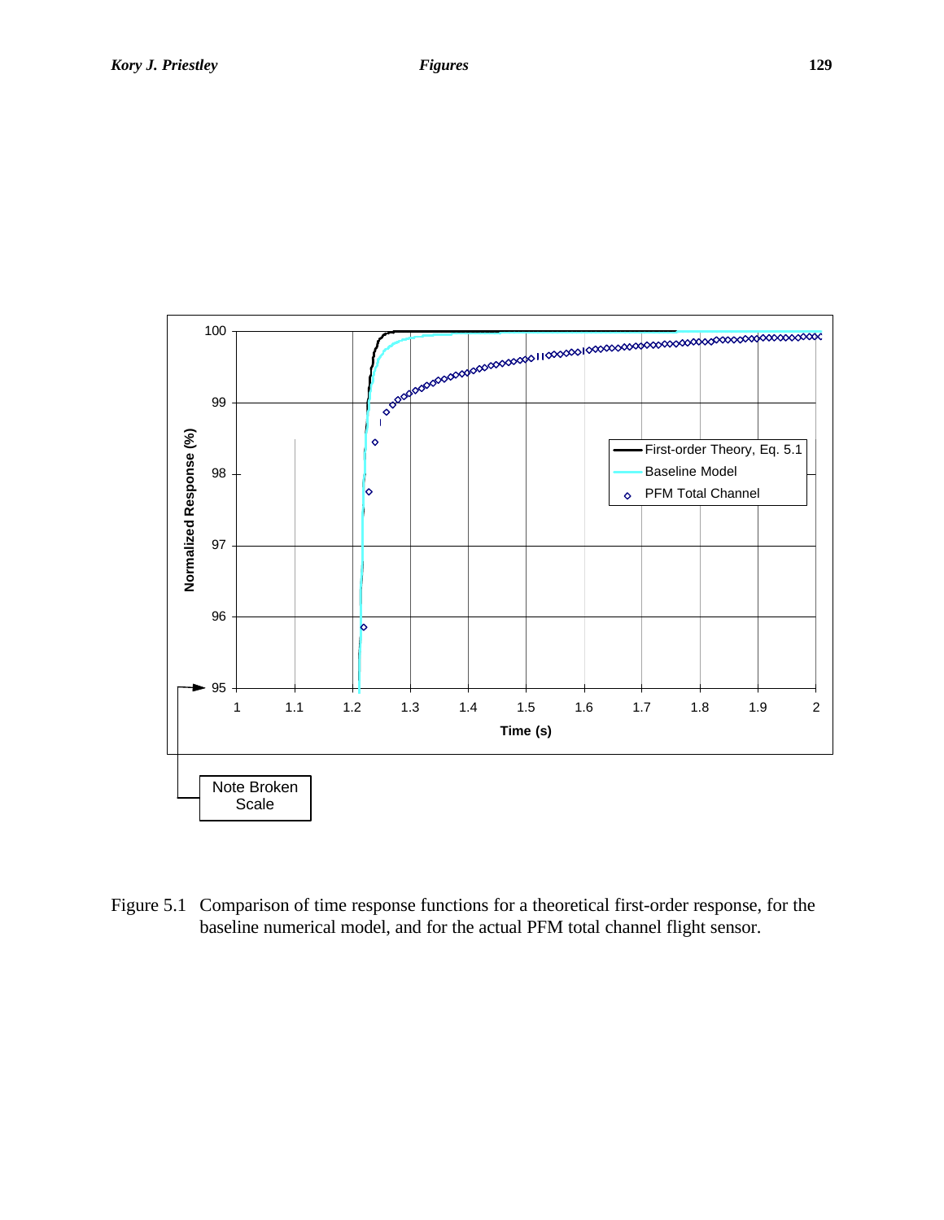Figure 5.1 Comparison of time response functions for a theoretical first-order response, for the baseline numerical model, and for the actual PFM total channel flight sensor.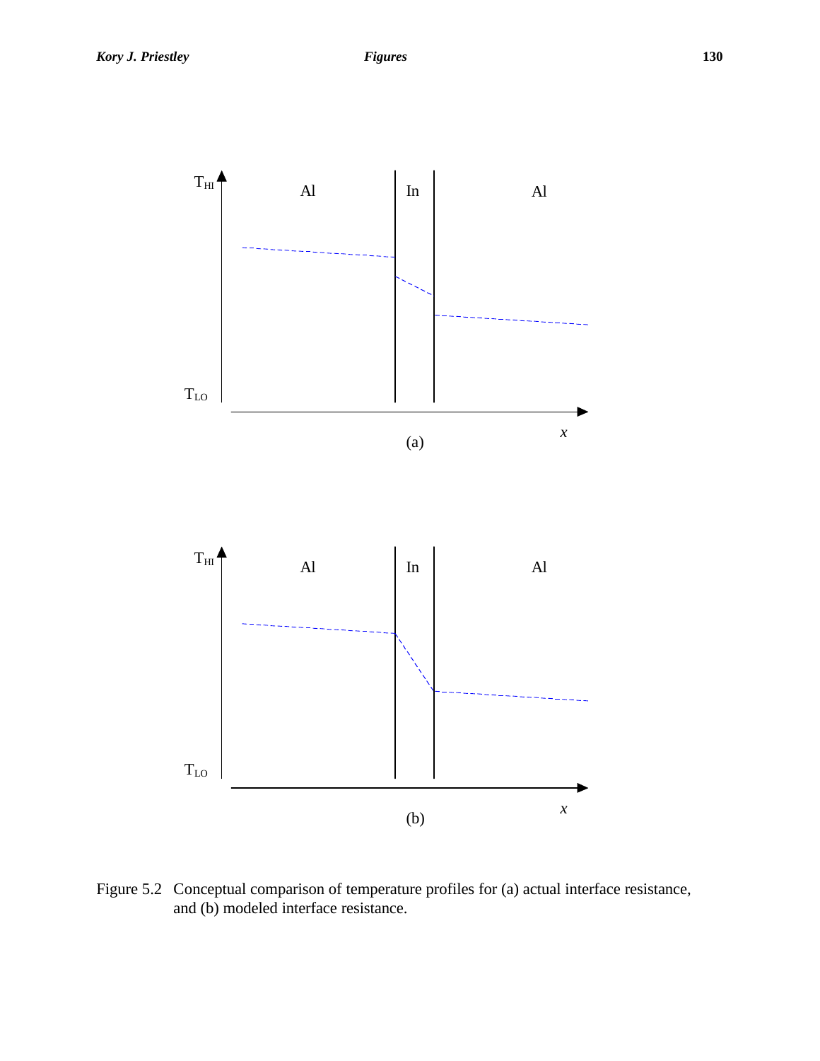Figure 5.2   Conceptual comparison of temperature profiles for (a) actual interface resistance, and (b) modeled interface resistance.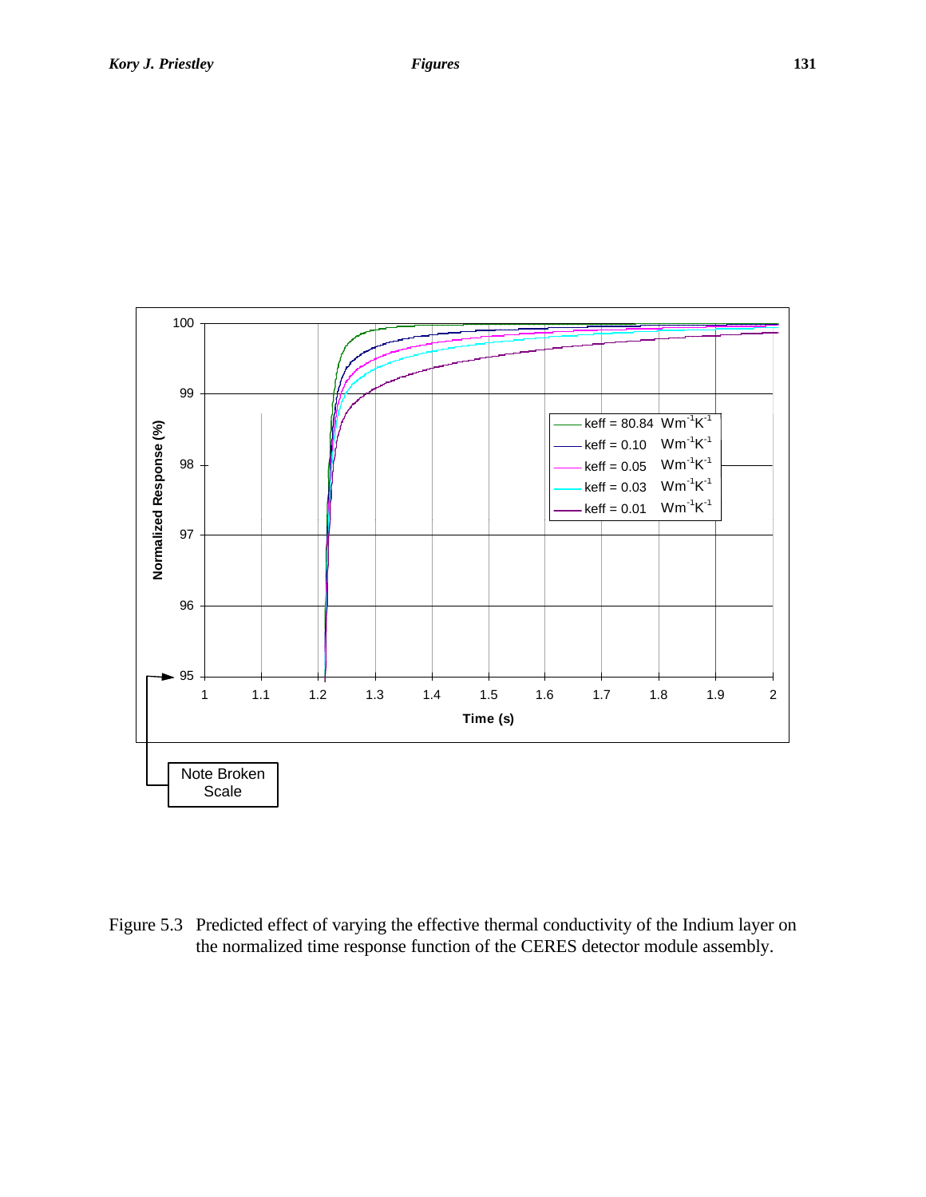Figure 5.3 Predicted effect of varying the effective thermal conductivity of the Indium layer on the normalized time response function of the CERES detector module assembly.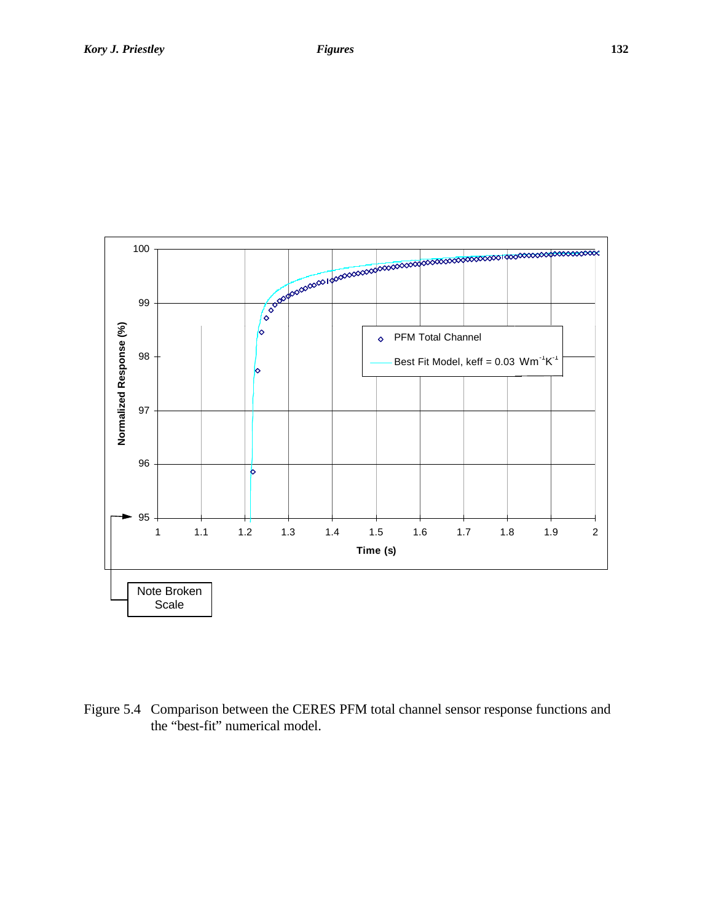Figure 5.4 Comparison between the CERES PFM total channel sensor response functions and the “best-fit” numerical model.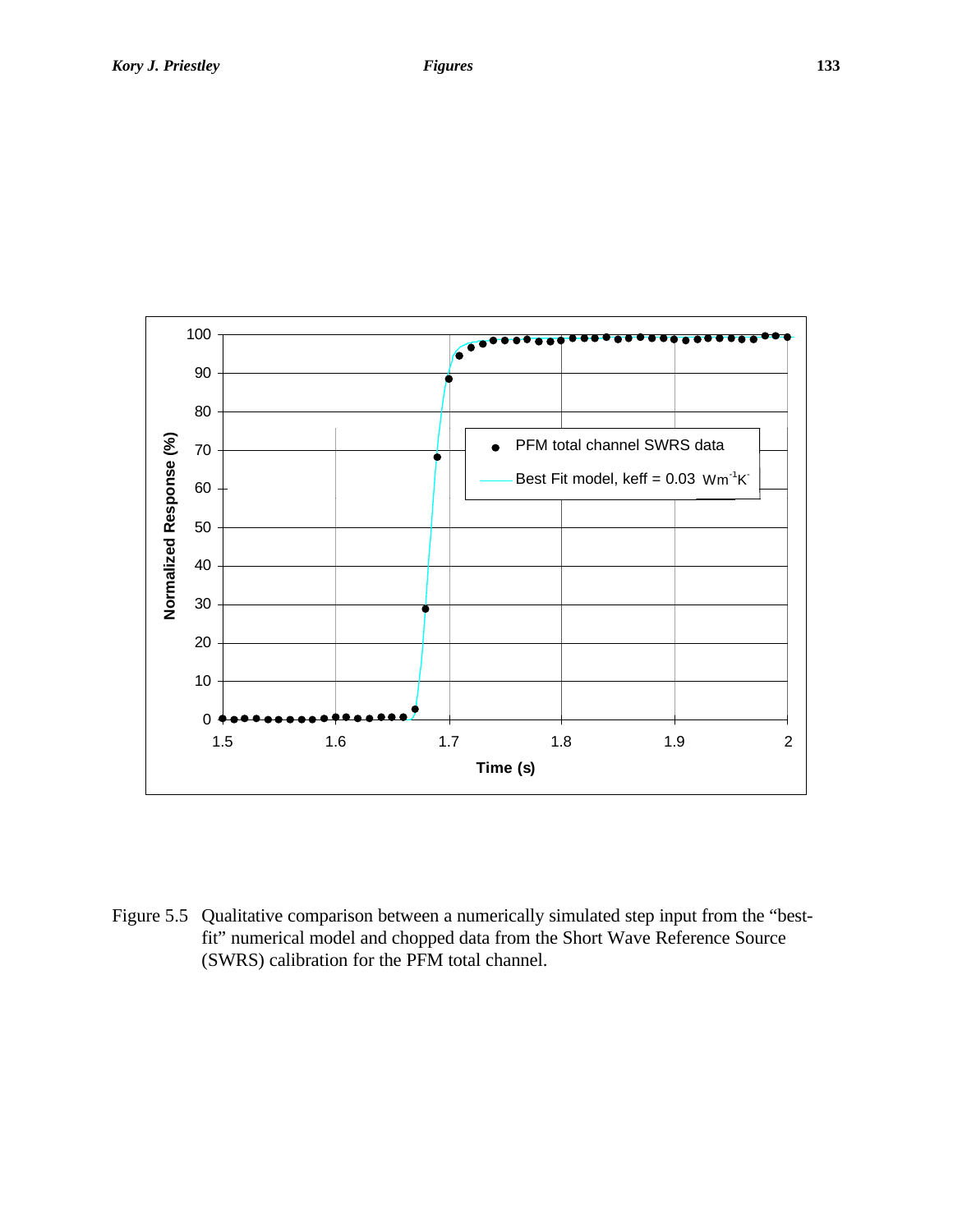Figure 5.5 Qualitative comparison between a numerically simulated step input from the "best-fit" numerical model and chopped data from the Short Wave Reference Source (SWRS) calibration for the PFM total channel.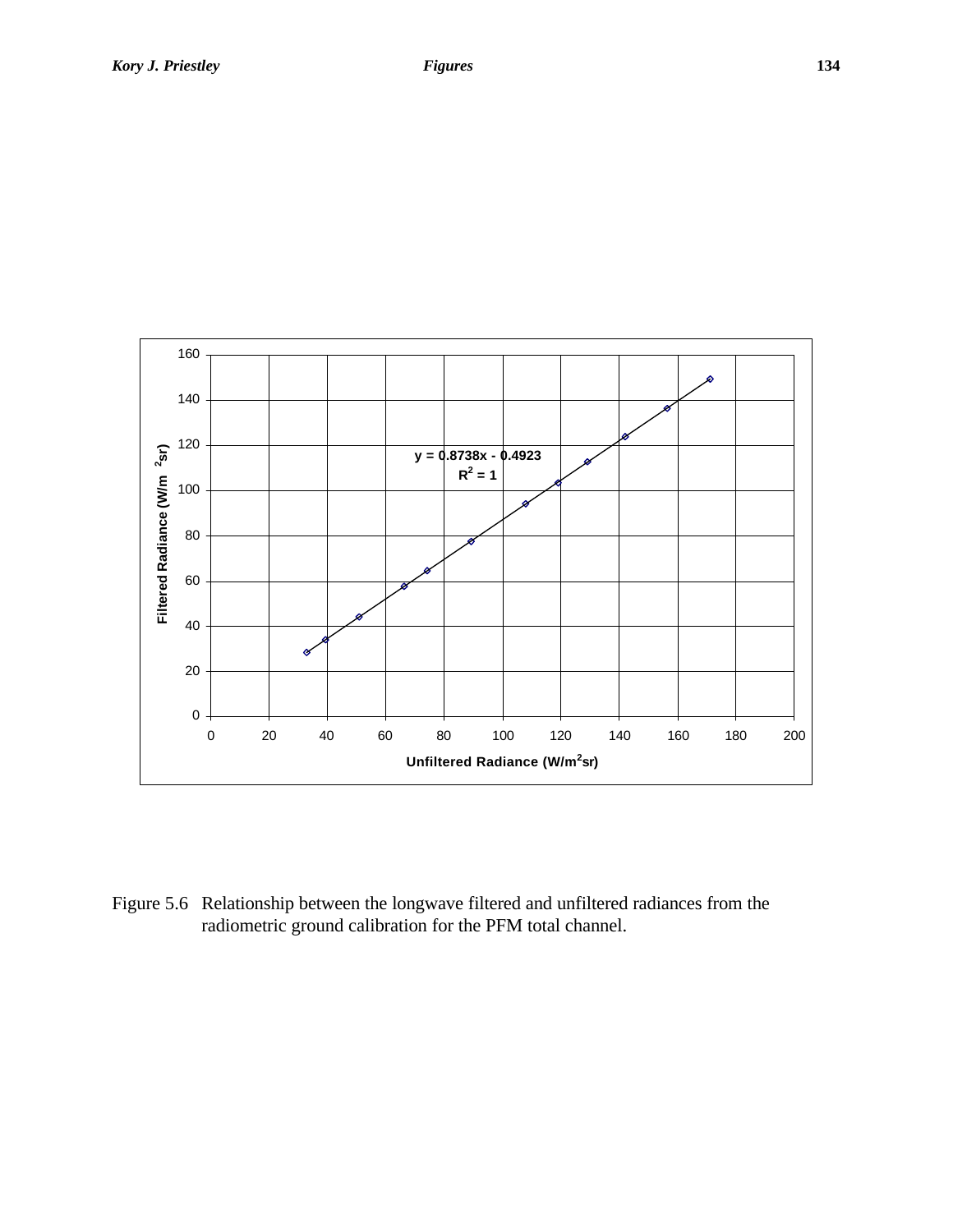Figure 5.6 Relationship between the longwave filtered and unfiltered radiances from the radiometric ground calibration for the PFM total channel.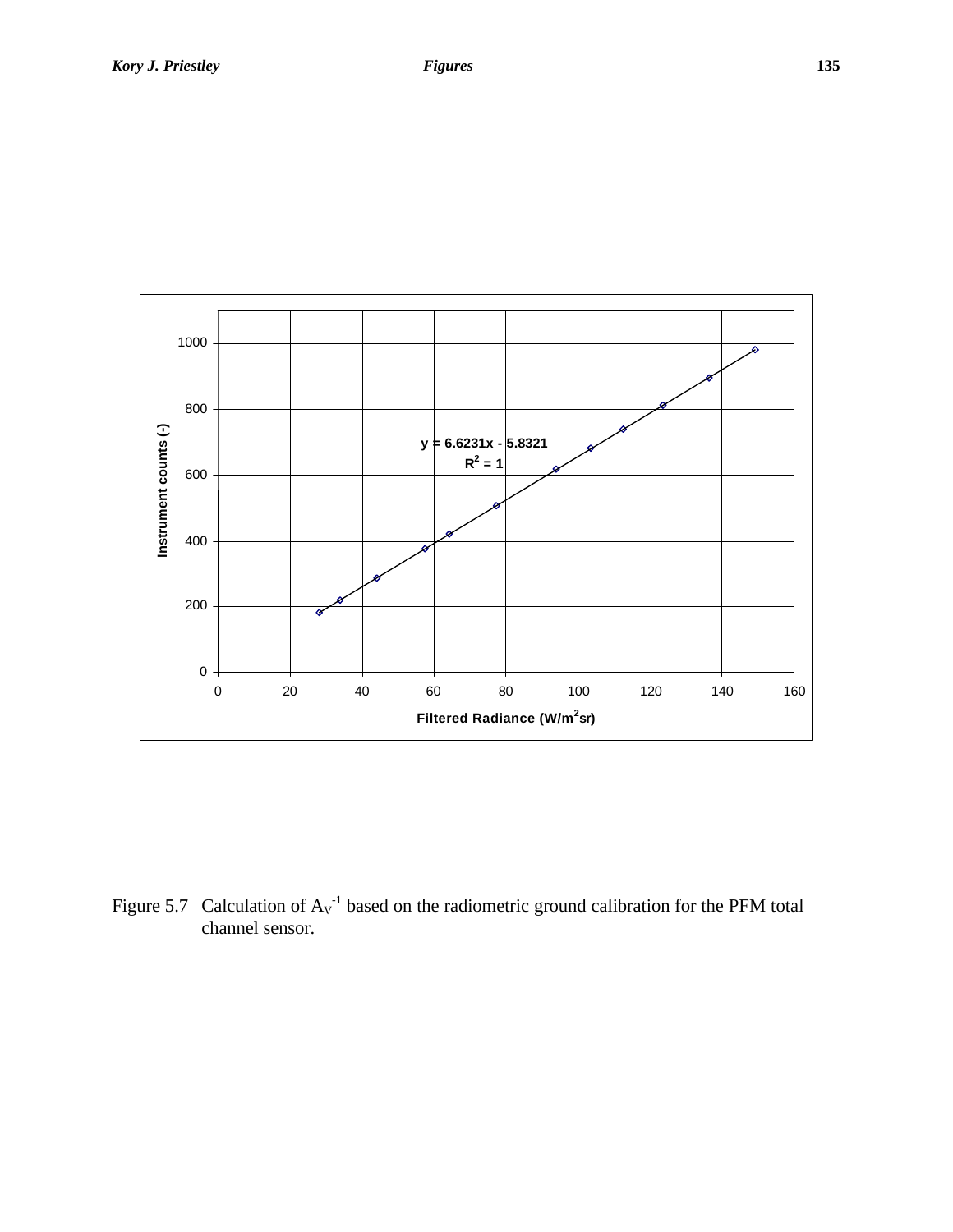Figure 5.7 Calculation of $A_V^{-1}$ based on the radiometric ground calibration for the PFM total channel sensor.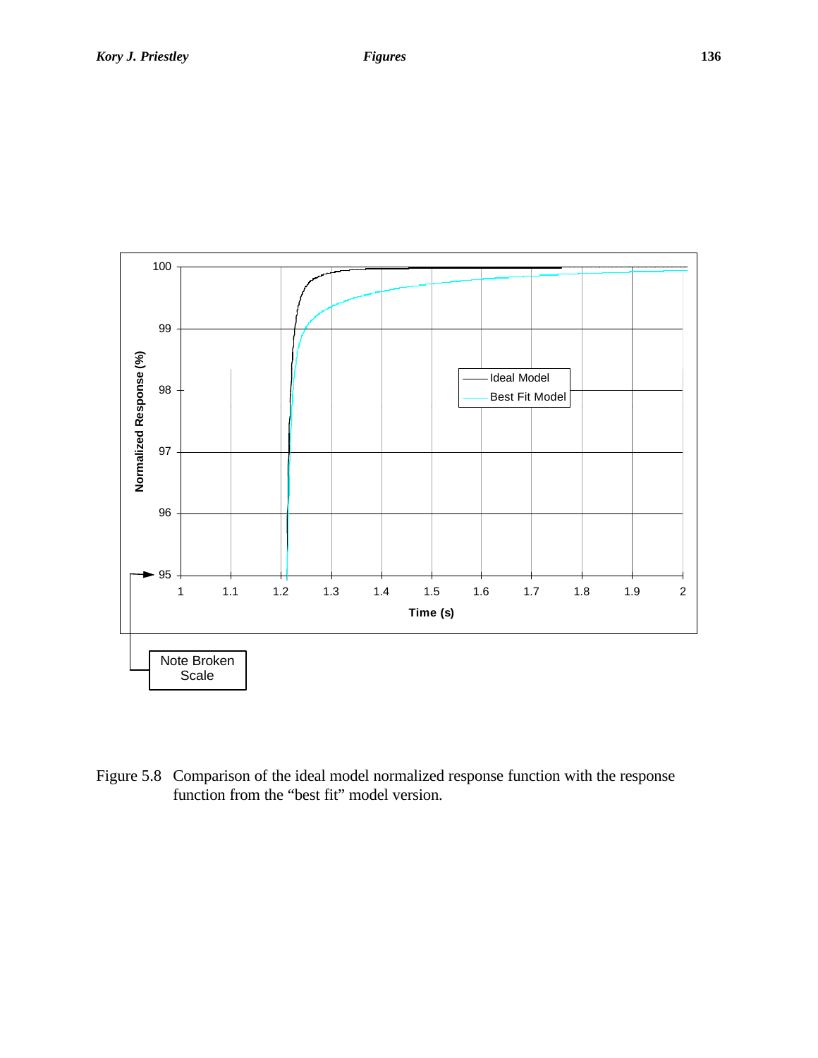Figure 5.8 Comparison of the ideal model normalized response function with the response function from the "best fit" model version.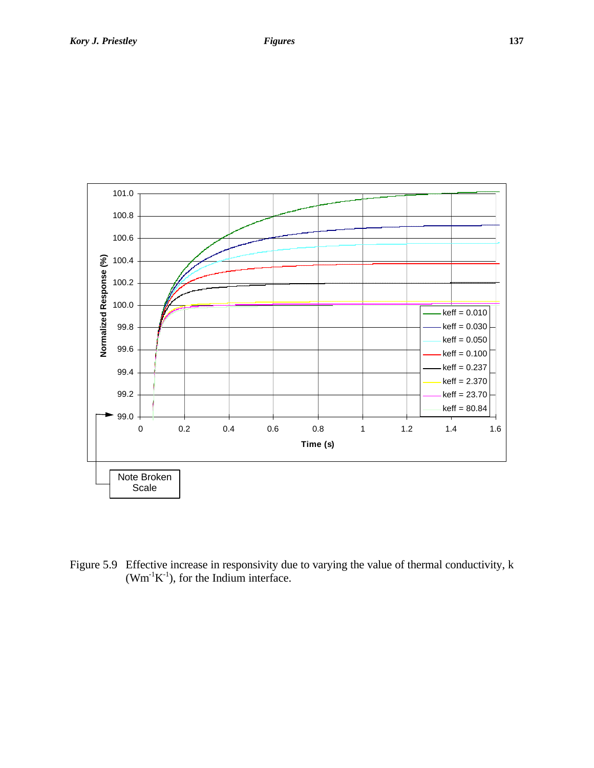Figure 5.9 Effective increase in responsivity due to varying the value of thermal conductivity, k ($Wm^{-1}K^{-1}$), for the Indium interface.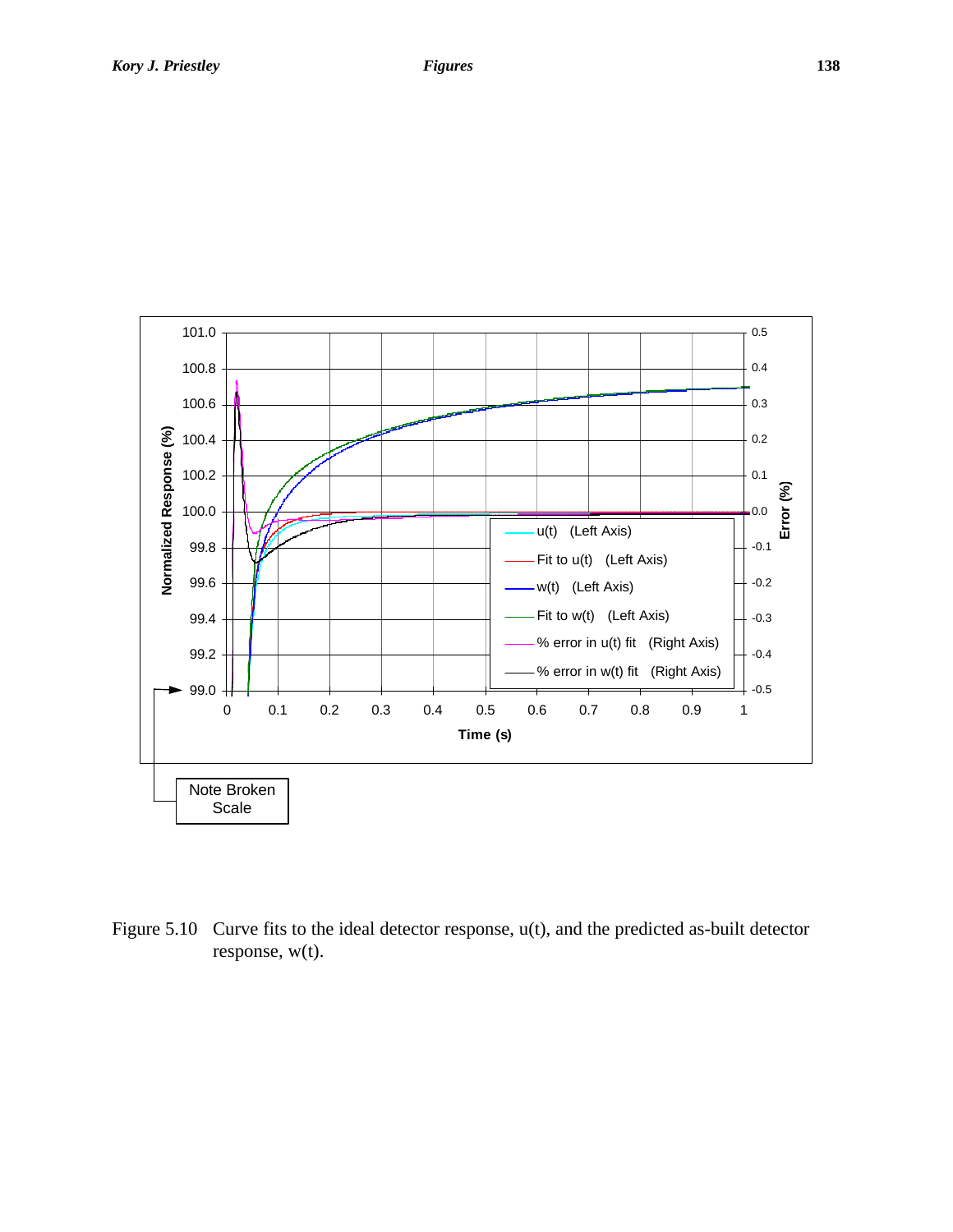Figure 5.10 Curve fits to the ideal detector response, u(t), and the predicted as-built detector response, w(t).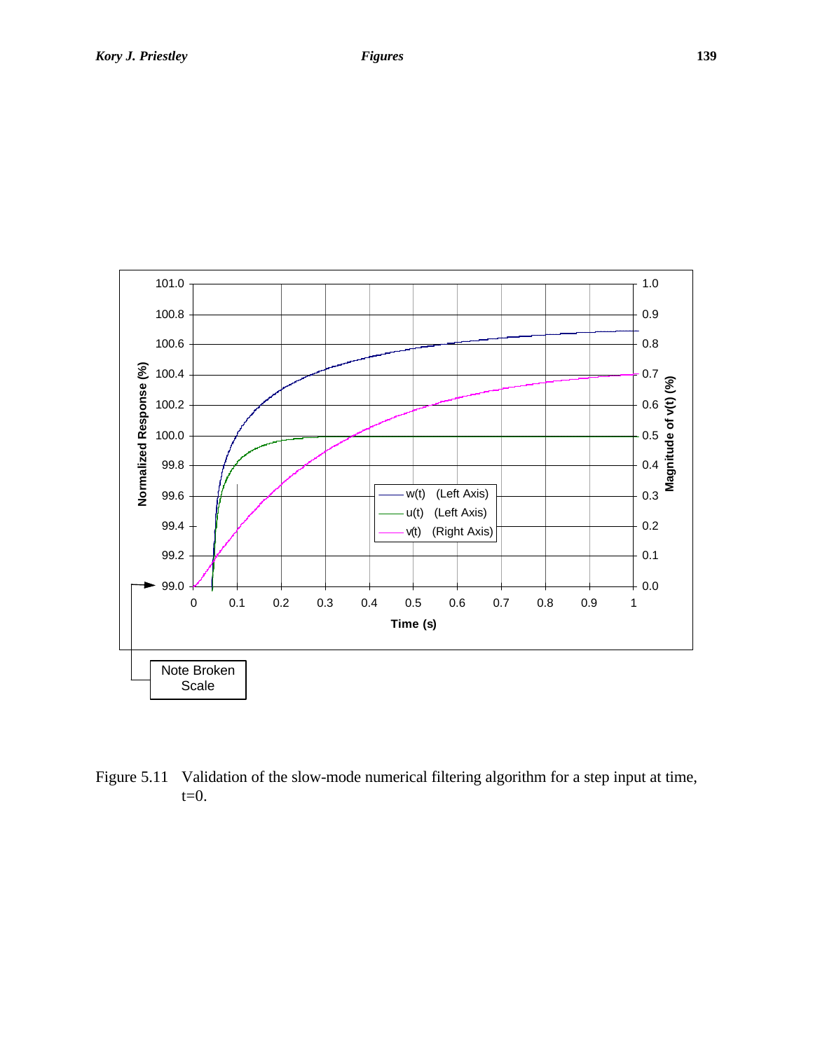Figure 5.11 Validation of the slow-mode numerical filtering algorithm for a step input at time, t=0.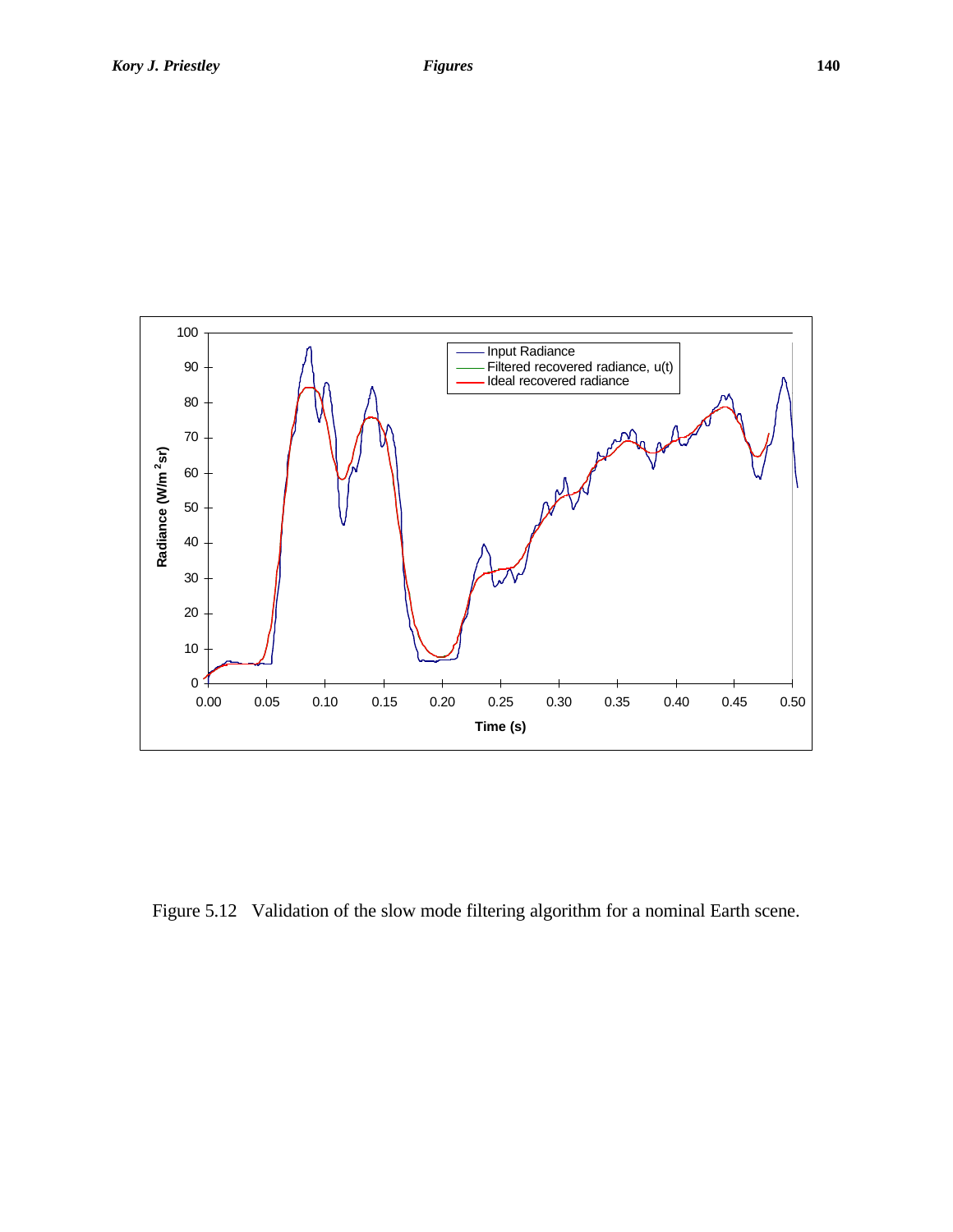Figure 5.12 Validation of the slow mode filtering algorithm for a nominal Earth scene.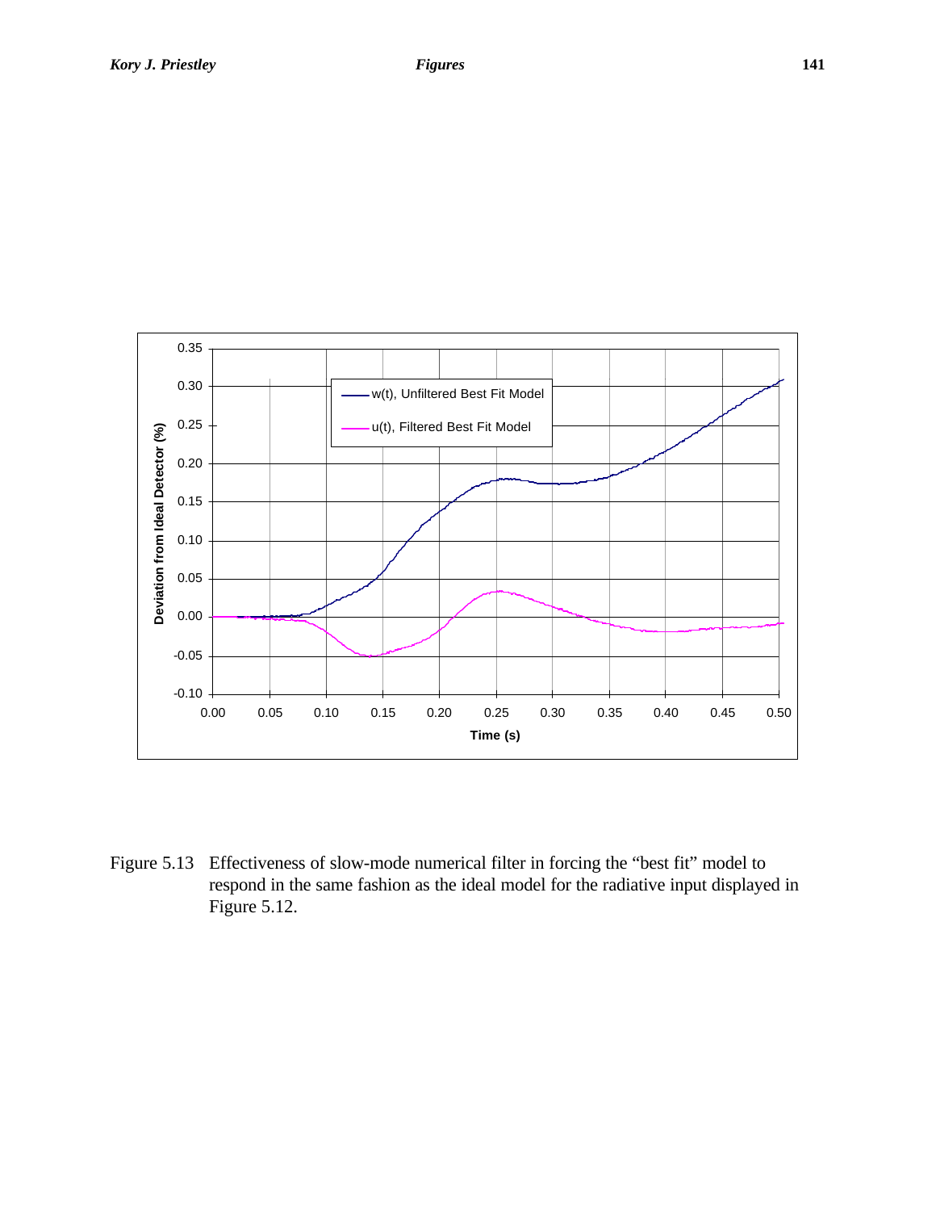0.35

0.30

0.25

0.20

0.15

0.10

0.05

0.00

-0.05

-0.10

0.00 0.05 0.10 0.15 0.20 0.25 0.30 0.35 0.40 0.45 0.50

Time (s)

Deviation from Ideal Detector (%)

w(t), Unfiltered Best Fit Model

u(t), Filtered Best Fit Model

Figure 5.13 Effectiveness of slow-mode numerical filter in forcing the "best fit" model to respond in the same fashion as the ideal model for the radiative input displayed in Figure 5.12.